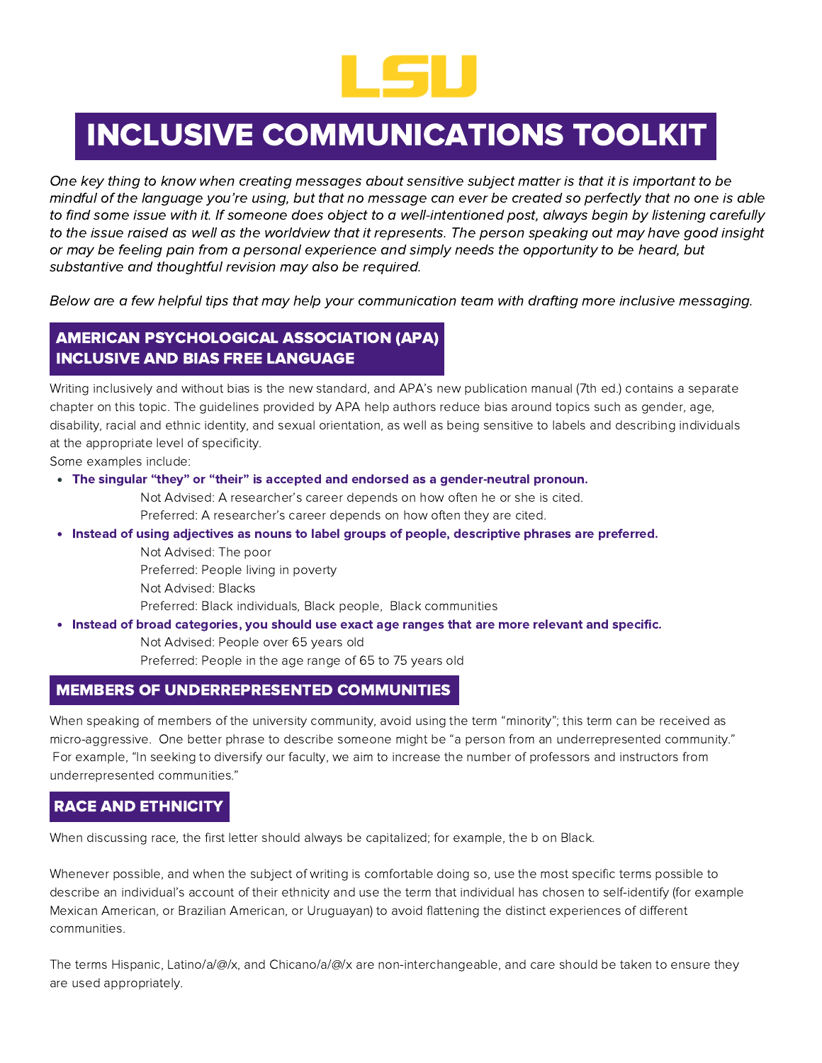LSU

# INCLUSIVE COMMUNICATIONS TOOLKIT

*One key thing to know when creating messages about sensitive subject matter is that it is important to be mindful of the language you're using, but that no message can ever be created so perfectly that no one is able to find some issue with it. If someone does object to a well-intentioned post, always begin by listening carefully to the issue raised as well as the worldview that it represents. The person speaking out may have good insight or may be feeling pain from a personal experience and simply needs the opportunity to be heard, but substantive and thoughtful revision may also be required.*

*Below are a few helpful tips that may help your communication team with drafting more inclusive messaging.*

## AMERICAN PSYCHOLOGICAL ASSOCIATION (APA) INCLUSIVE AND BIAS FREE LANGUAGE

Writing inclusively and without bias is the new standard, and APA's new publication manual (7th ed.) contains a separate chapter on this topic. The guidelines provided by APA help authors reduce bias around topics such as gender, age, disability, racial and ethnic identity, and sexual orientation, as well as being sensitive to labels and describing individuals at the appropriate level of specificity.

Some examples include:

- **The singular "they" or "their" is accepted and endorsed as a gender-neutral pronoun.**
  - Not Advised: A researcher's career depends on how often he or she is cited.
  - Preferred: A researcher's career depends on how often they are cited.
- **Instead of using adjectives as nouns to label groups of people, descriptive phrases are preferred.**
  - Not Advised: The poor
  - Preferred: People living in poverty
  - Not Advised: Blacks
  - Preferred: Black individuals, Black people, Black communities
- **Instead of broad categories, you should use exact age ranges that are more relevant and specific.**
  - Not Advised: People over 65 years old
  - Preferred: People in the age range of 65 to 75 years old

## MEMBERS OF UNDERREPRESENTED COMMUNITIES

When speaking of members of the university community, avoid using the term "minority"; this term can be received as micro-aggressive. One better phrase to describe someone might be "a person from an underrepresented community." For example, "In seeking to diversify our faculty, we aim to increase the number of professors and instructors from underrepresented communities."

## RACE AND ETHNICITY

When discussing race, the first letter should always be capitalized; for example, the b on Black.

Whenever possible, and when the subject of writing is comfortable doing so, use the most specific terms possible to describe an individual's account of their ethnicity and use the term that individual has chosen to self-identify (for example Mexican American, or Brazilian American, or Uruguayan) to avoid flattening the distinct experiences of different communities.

The terms Hispanic, Latino/a/@/x, and Chicano/a/@/x are non-interchangeable, and care should be taken to ensure they are used appropriately.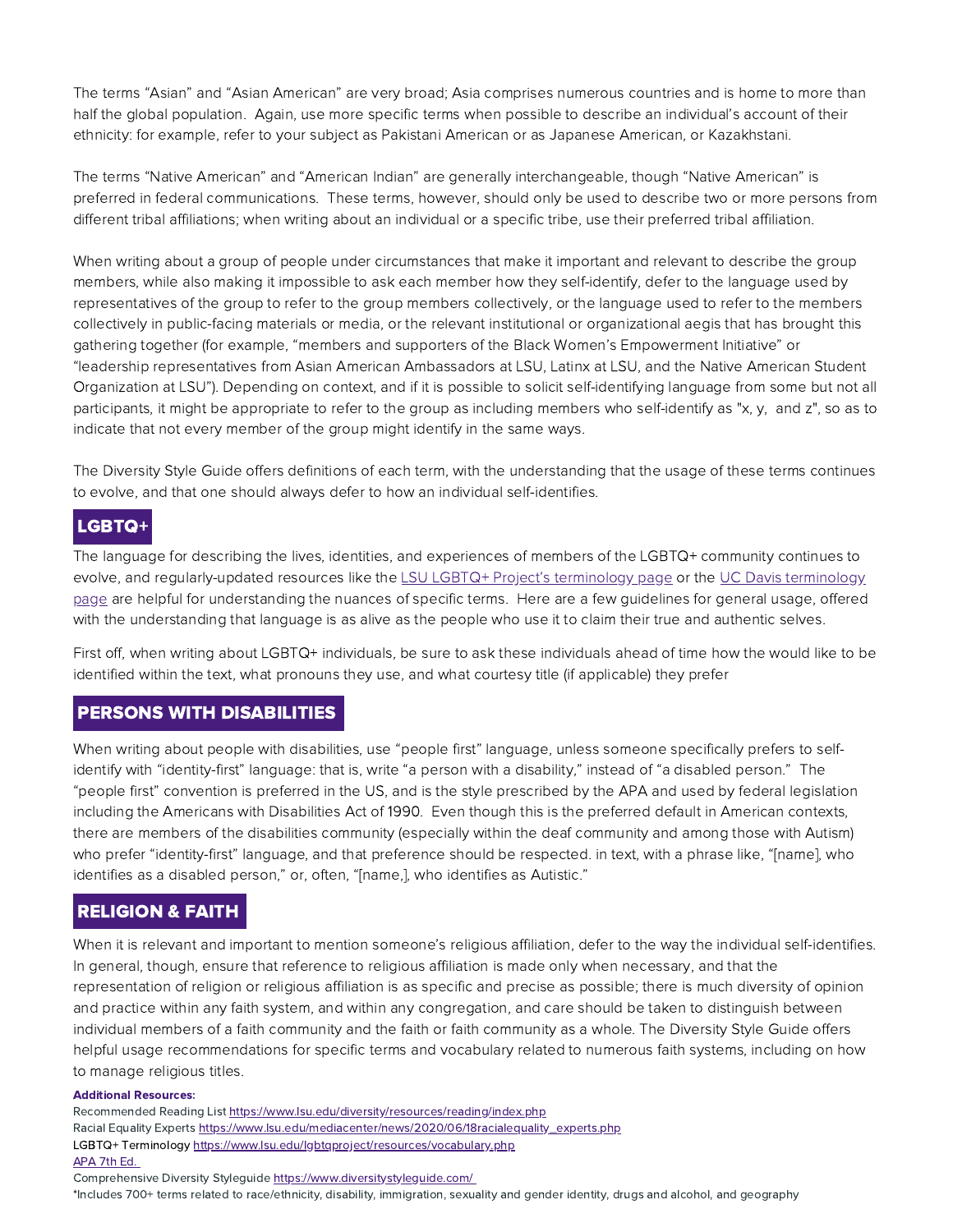The terms “Asian” and “Asian American” are very broad; Asia comprises numerous countries and is home to more than half the global population. Again, use more specific terms when possible to describe an individual’s account of their ethnicity: for example, refer to your subject as Pakistani American or as Japanese American, or Kazakhstani.

The terms “Native American” and “American Indian” are generally interchangeable, though “Native American” is preferred in federal communications. These terms, however, should only be used to describe two or more persons from different tribal affiliations; when writing about an individual or a specific tribe, use their preferred tribal affiliation.

When writing about a group of people under circumstances that make it important and relevant to describe the group members, while also making it impossible to ask each member how they self-identify, defer to the language used by representatives of the group to refer to the group members collectively, or the language used to refer to the members collectively in public-facing materials or media, or the relevant institutional or organizational aegis that has brought this gathering together (for example, “members and supporters of the Black Women’s Empowerment Initiative” or “leadership representatives from Asian American Ambassadors at LSU, Latinx at LSU, and the Native American Student Organization at LSU”). Depending on context, and if it is possible to solicit self-identifying language from some but not all participants, it might be appropriate to refer to the group as including members who self-identify as "x, y, and z", so as to indicate that not every member of the group might identify in the same ways.

The Diversity Style Guide offers definitions of each term, with the understanding that the usage of these terms continues to evolve, and that one should always defer to how an individual self-identifies.

## LGBTQ+

The language for describing the lives, identities, and experiences of members of the LGBTQ+ community continues to evolve, and regularly-updated resources like the [LSU LGBTQ+ Project’s terminology page] or the [UC Davis terminology page] are helpful for understanding the nuances of specific terms. Here are a few guidelines for general usage, offered with the understanding that language is as alive as the people who use it to claim their true and authentic selves.

First off, when writing about LGBTQ+ individuals, be sure to ask these individuals ahead of time how the would like to be identified within the text, what pronouns they use, and what courtesy title (if applicable) they prefer

## PERSONS WITH DISABILITIES

When writing about people with disabilities, use “people first” language, unless someone specifically prefers to self-identify with “identity-first” language: that is, write “a person with a disability,” instead of “a disabled person.” The “people first” convention is preferred in the US, and is the style prescribed by the APA and used by federal legislation including the Americans with Disabilities Act of 1990. Even though this is the preferred default in American contexts, there are members of the disabilities community (especially within the deaf community and among those with Autism) who prefer “identity-first” language, and that preference should be respected. in text, with a phrase like, “[name], who identifies as a disabled person,” or, often, “[name,], who identifies as Autistic.”

## RELIGION & FAITH

When it is relevant and important to mention someone’s religious affiliation, defer to the way the individual self-identifies. In general, though, ensure that reference to religious affiliation is made only when necessary, and that the representation of religion or religious affiliation is as specific and precise as possible; there is much diversity of opinion and practice within any faith system, and within any congregation, and care should be taken to distinguish between individual members of a faith community and the faith or faith community as a whole. The Diversity Style Guide offers helpful usage recommendations for specific terms and vocabulary related to numerous faith systems, including on how to manage religious titles.

**Additional Resources:**

Recommended Reading List https://www.lsu.edu/diversity/resources/reading/index.php
Racial Equality Experts https://www.lsu.edu/mediacenter/news/2020/06/18racialequality_experts.php
LGBTQ+ Terminology https://www.lsu.edu/lgbtqproject/resources/vocabulary.php
APA 7th Ed.
Comprehensive Diversity Styleguide https://www.diversitystyleguide.com/
*Includes 700+ terms related to race/ethnicity, disability, immigration, sexuality and gender identity, drugs and alcohol, and geography